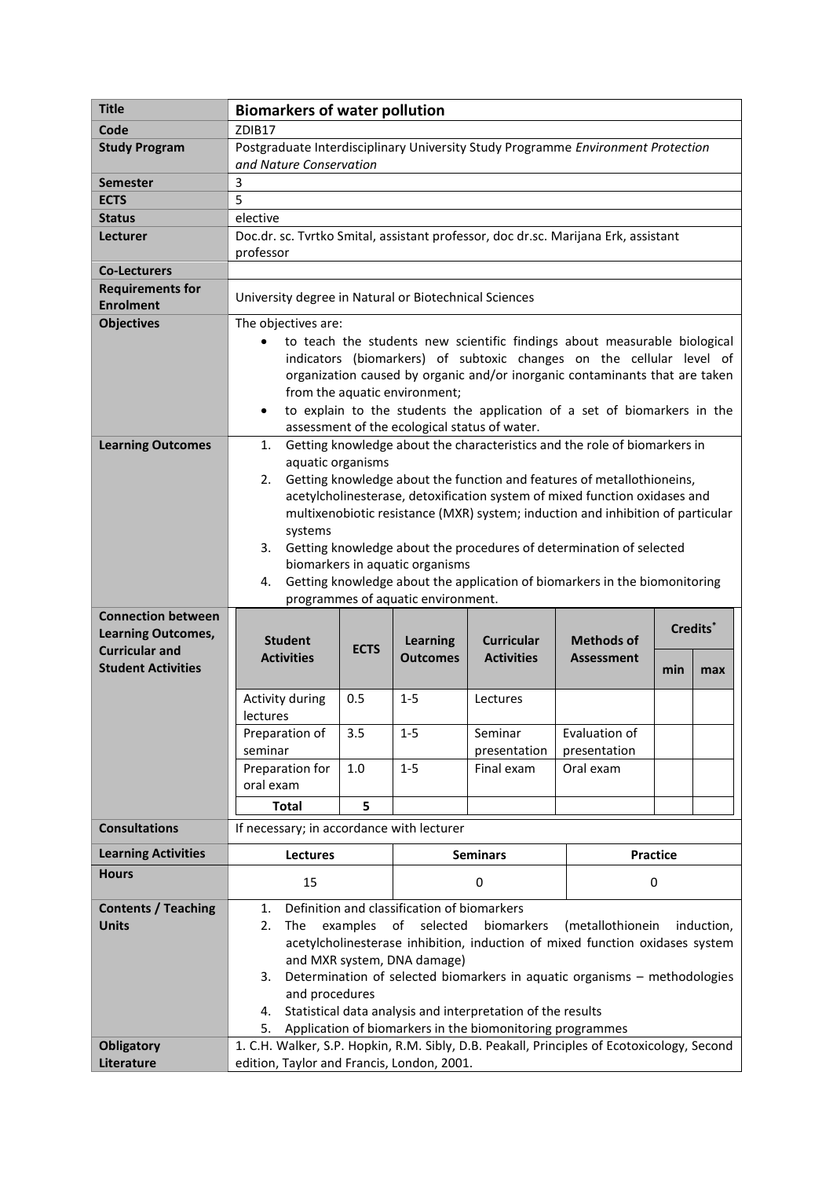| **Title** | **Biomarkers of water pollution** |
|---|---|
| **Code** | ZDIB17 |
| **Study Program** | Postgraduate Interdisciplinary University Study Programme *Environment Protection and Nature Conservation* |
| **Semester** | 3 |
| **ECTS** | 5 |
| **Status** | elective |
| **Lecturer** | Doc.dr. sc. Tvrtko Smital, assistant professor, doc dr.sc. Marijana Erk, assistant professor |
| **Co-Lecturers** | |
| **Requirements for Enrolment** | University degree in Natural or Biotechnical Sciences |
| **Objectives** | The objectives are:<br>• to teach the students new scientific findings about measurable biological indicators (biomarkers) of subtoxic changes on the cellular level of organization caused by organic and/or inorganic contaminants that are taken from the aquatic environment;<br>• to explain to the students the application of a set of biomarkers in the assessment of the ecological status of water. |
| **Learning Outcomes** | 1. Getting knowledge about the characteristics and the role of biomarkers in aquatic organisms<br>2. Getting knowledge about the function and features of metallothioneins, acetylcholinesterase, detoxification system of mixed function oxidases and multixenobiotic resistance (MXR) system; induction and inhibition of particular systems<br>3. Getting knowledge about the procedures of determination of selected biomarkers in aquatic organisms<br>4. Getting knowledge about the application of biomarkers in the biomonitoring programmes of aquatic environment. |

**Connection between Learning Outcomes, Curricular and Student Activities**

| Student Activities | ECTS | Learning Outcomes | Curricular Activities | Methods of Assessment | Credits* | |
|---|---|---|---|---|---|---|
| | | | | | min | max |
| Activity during lectures | 0.5 | 1-5 | Lectures | | | |
| Preparation of seminar | 3.5 | 1-5 | Seminar presentation | Evaluation of presentation | | |
| Preparation for oral exam | 1.0 | 1-5 | Final exam | Oral exam | | |
| **Total** | **5** | | | | | |

| **Consultations** | If necessary; in accordance with lecturer | | |
|---|---|---|---|
| **Learning Activities** | **Lectures** | **Seminars** | **Practice** |
| **Hours** | 15 | 0 | 0 |

| **Contents / Teaching Units** | 1. Definition and classification of biomarkers<br>2. The examples of selected biomarkers (metallothionein induction, acetylcholinesterase inhibition, induction of mixed function oxidases system and MXR system, DNA damage)<br>3. Determination of selected biomarkers in aquatic organisms – methodologies and procedures<br>4. Statistical data analysis and interpretation of the results<br>5. Application of biomarkers in the biomonitoring programmes |
|---|---|
| **Obligatory Literature** | 1. C.H. Walker, S.P. Hopkin, R.M. Sibly, D.B. Peakall, Principles of Ecotoxicology, Second edition, Taylor and Francis, London, 2001. |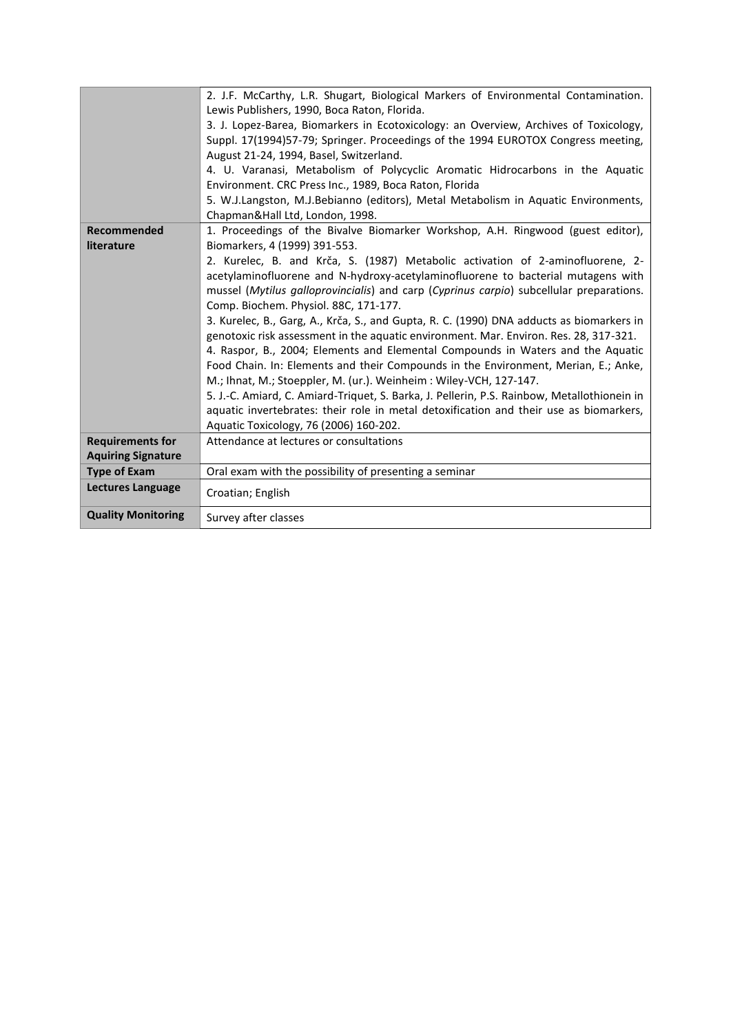| | |
|---|---|
| | 2. J.F. McCarthy, L.R. Shugart, Biological Markers of Environmental Contamination. Lewis Publishers, 1990, Boca Raton, Florida.<br>3. J. Lopez-Barea, Biomarkers in Ecotoxicology: an Overview, Archives of Toxicology, Suppl. 17(1994)57-79; Springer. Proceedings of the 1994 EUROTOX Congress meeting, August 21-24, 1994, Basel, Switzerland.<br>4. U. Varanasi, Metabolism of Polycyclic Aromatic Hidrocarbons in the Aquatic Environment. CRC Press Inc., 1989, Boca Raton, Florida<br>5. W.J.Langston, M.J.Bebianno (editors), Metal Metabolism in Aquatic Environments, Chapman&Hall Ltd, London, 1998. |
| **Recommended literature** | 1. Proceedings of the Bivalve Biomarker Workshop, A.H. Ringwood (guest editor), Biomarkers, 4 (1999) 391-553.<br>2. Kurelec, B. and Krča, S. (1987) Metabolic activation of 2-aminofluorene, 2-acetylaminofluorene and N-hydroxy-acetylaminofluorene to bacterial mutagens with mussel (*Mytilus galloprovincialis*) and carp (*Cyprinus carpio*) subcellular preparations. Comp. Biochem. Physiol. 88C, 171-177.<br>3. Kurelec, B., Garg, A., Krča, S., and Gupta, R. C. (1990) DNA adducts as biomarkers in genotoxic risk assessment in the aquatic environment. Mar. Environ. Res. 28, 317-321.<br>4. Raspor, B., 2004; Elements and Elemental Compounds in Waters and the Aquatic Food Chain. In: Elements and their Compounds in the Environment, Merian, E.; Anke, M.; Ihnat, M.; Stoeppler, M. (ur.). Weinheim : Wiley-VCH, 127-147.<br>5. J.-C. Amiard, C. Amiard-Triquet, S. Barka, J. Pellerin, P.S. Rainbow, Metallothionein in aquatic invertebrates: their role in metal detoxification and their use as biomarkers, Aquatic Toxicology, 76 (2006) 160-202. |
| **Requirements for Aquiring Signature** | Attendance at lectures or consultations |
| **Type of Exam** | Oral exam with the possibility of presenting a seminar |
| **Lectures Language** | Croatian; English |
| **Quality Monitoring** | Survey after classes |